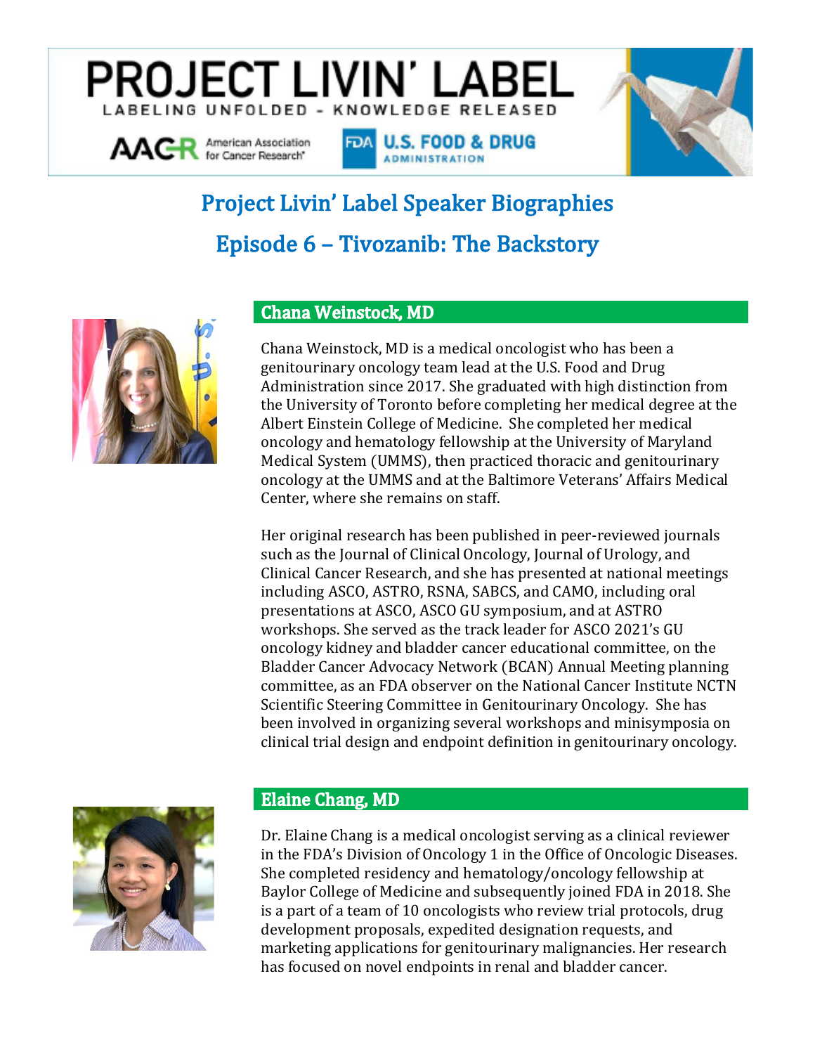# PROJECT LIVIN' LABEL

LABELING UNFOLDED - KNOWLEDGE RELEASED

AACR American Association for Cancer Research

FDA U.S. FOOD & DRUG ADMINISTRATION

## Project Livin' Label Speaker Biographies

## Episode 6 – Tivozanib: The Backstory

### Chana Weinstock, MD

Chana Weinstock, MD is a medical oncologist who has been a genitourinary oncology team lead at the U.S. Food and Drug Administration since 2017. She graduated with high distinction from the University of Toronto before completing her medical degree at the Albert Einstein College of Medicine. She completed her medical oncology and hematology fellowship at the University of Maryland Medical System (UMMS), then practiced thoracic and genitourinary oncology at the UMMS and at the Baltimore Veterans' Affairs Medical Center, where she remains on staff.

Her original research has been published in peer-reviewed journals such as the Journal of Clinical Oncology, Journal of Urology, and Clinical Cancer Research, and she has presented at national meetings including ASCO, ASTRO, RSNA, SABCS, and CAMO, including oral presentations at ASCO, ASCO GU symposium, and at ASTRO workshops. She served as the track leader for ASCO 2021's GU oncology kidney and bladder cancer educational committee, on the Bladder Cancer Advocacy Network (BCAN) Annual Meeting planning committee, as an FDA observer on the National Cancer Institute NCTN Scientific Steering Committee in Genitourinary Oncology. She has been involved in organizing several workshops and minisymposia on clinical trial design and endpoint definition in genitourinary oncology.

### Elaine Chang, MD

Dr. Elaine Chang is a medical oncologist serving as a clinical reviewer in the FDA's Division of Oncology 1 in the Office of Oncologic Diseases. She completed residency and hematology/oncology fellowship at Baylor College of Medicine and subsequently joined FDA in 2018. She is a part of a team of 10 oncologists who review trial protocols, drug development proposals, expedited designation requests, and marketing applications for genitourinary malignancies. Her research has focused on novel endpoints in renal and bladder cancer.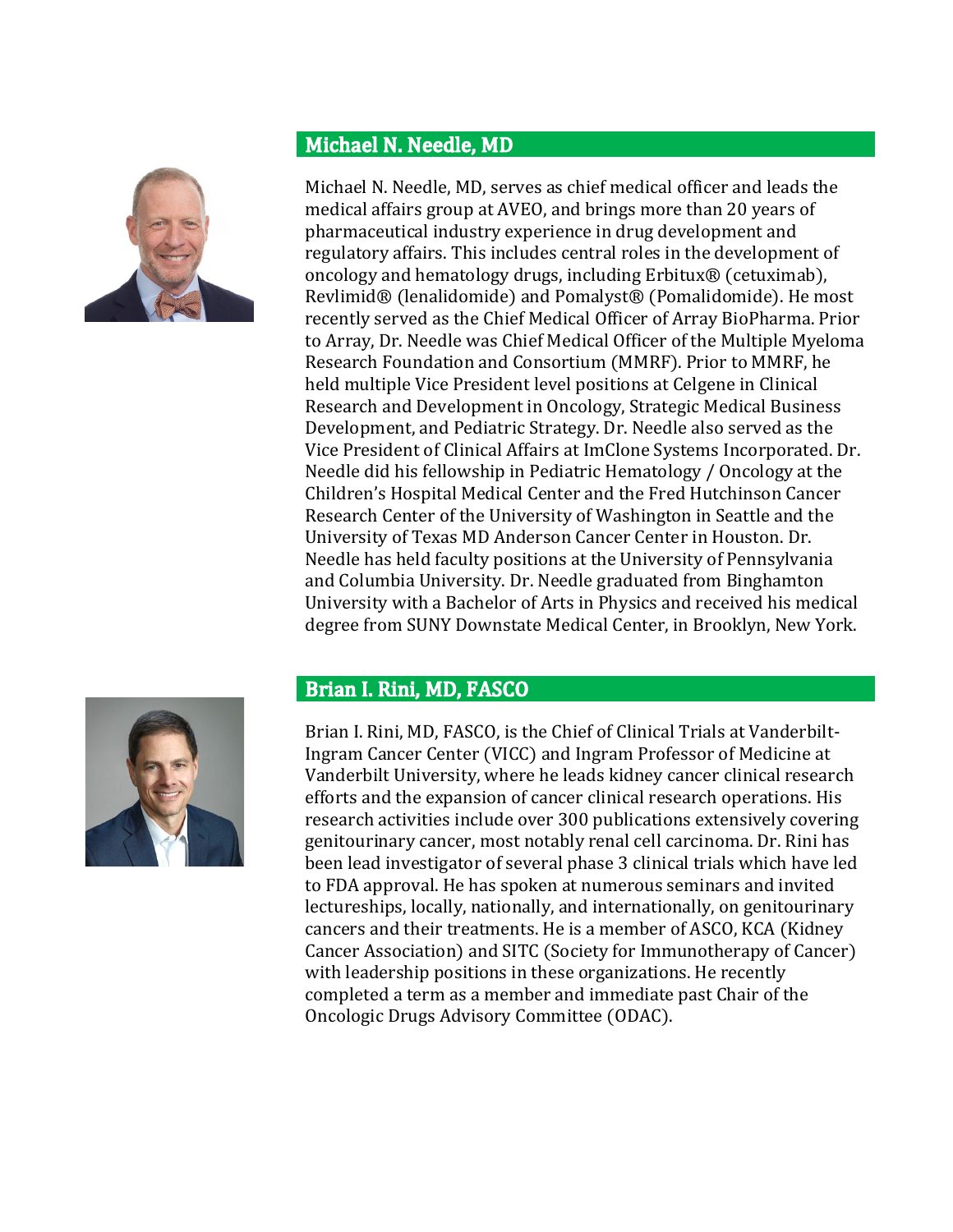## Michael N. Needle, MD

Michael N. Needle, MD, serves as chief medical officer and leads the medical affairs group at AVEO, and brings more than 20 years of pharmaceutical industry experience in drug development and regulatory affairs. This includes central roles in the development of oncology and hematology drugs, including Erbitux® (cetuximab), Revlimid® (lenalidomide) and Pomalyst® (Pomalidomide). He most recently served as the Chief Medical Officer of Array BioPharma. Prior to Array, Dr. Needle was Chief Medical Officer of the Multiple Myeloma Research Foundation and Consortium (MMRF). Prior to MMRF, he held multiple Vice President level positions at Celgene in Clinical Research and Development in Oncology, Strategic Medical Business Development, and Pediatric Strategy. Dr. Needle also served as the Vice President of Clinical Affairs at ImClone Systems Incorporated. Dr. Needle did his fellowship in Pediatric Hematology / Oncology at the Children's Hospital Medical Center and the Fred Hutchinson Cancer Research Center of the University of Washington in Seattle and the University of Texas MD Anderson Cancer Center in Houston. Dr. Needle has held faculty positions at the University of Pennsylvania and Columbia University. Dr. Needle graduated from Binghamton University with a Bachelor of Arts in Physics and received his medical degree from SUNY Downstate Medical Center, in Brooklyn, New York.

## Brian I. Rini, MD, FASCO

Brian I. Rini, MD, FASCO, is the Chief of Clinical Trials at Vanderbilt-Ingram Cancer Center (VICC) and Ingram Professor of Medicine at Vanderbilt University, where he leads kidney cancer clinical research efforts and the expansion of cancer clinical research operations. His research activities include over 300 publications extensively covering genitourinary cancer, most notably renal cell carcinoma. Dr. Rini has been lead investigator of several phase 3 clinical trials which have led to FDA approval. He has spoken at numerous seminars and invited lectureships, locally, nationally, and internationally, on genitourinary cancers and their treatments. He is a member of ASCO, KCA (Kidney Cancer Association) and SITC (Society for Immunotherapy of Cancer) with leadership positions in these organizations. He recently completed a term as a member and immediate past Chair of the Oncologic Drugs Advisory Committee (ODAC).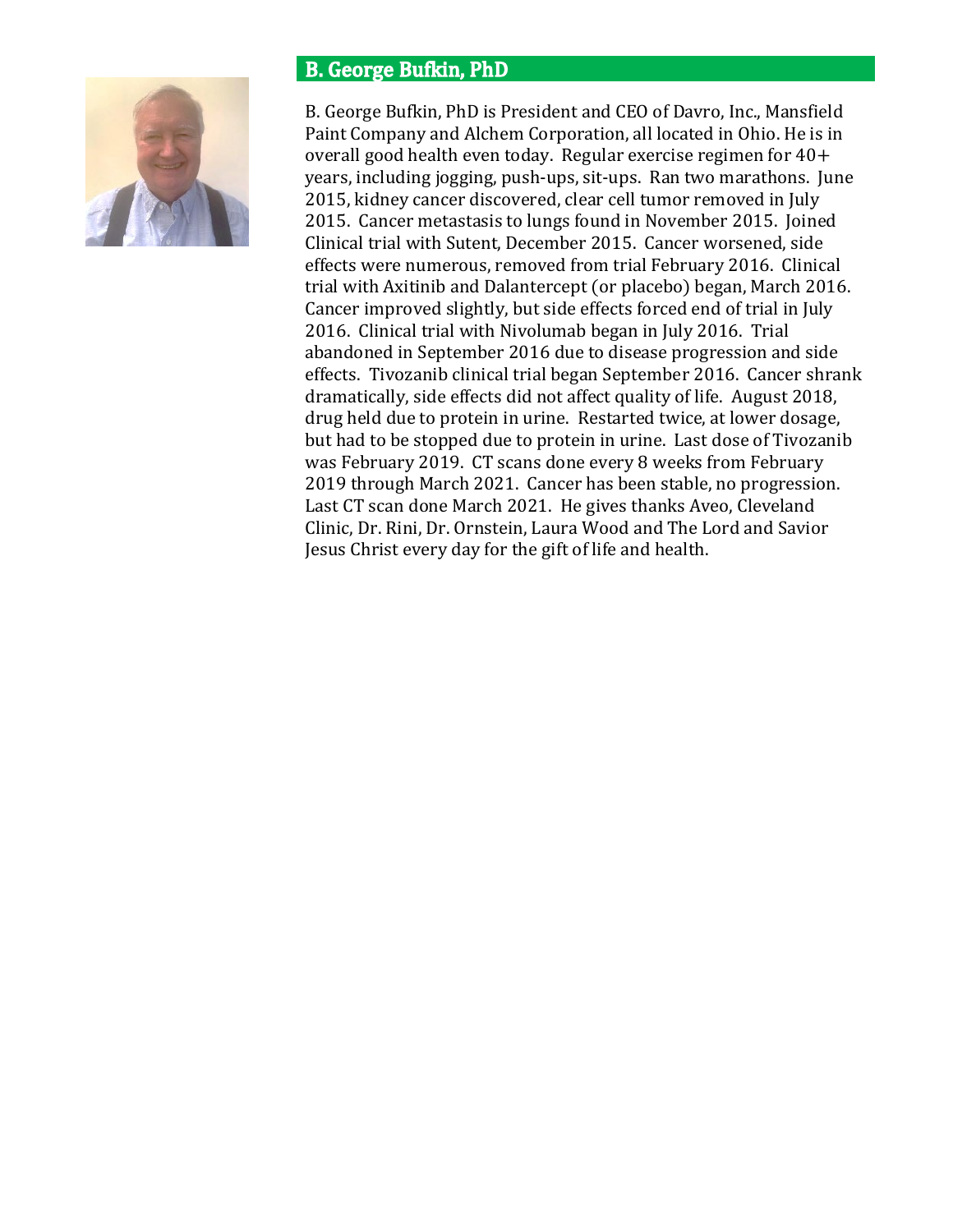## B. George Bufkin, PhD

B. George Bufkin, PhD is President and CEO of Davro, Inc., Mansfield Paint Company and Alchem Corporation, all located in Ohio. He is in overall good health even today. Regular exercise regimen for 40+ years, including jogging, push-ups, sit-ups. Ran two marathons. June 2015, kidney cancer discovered, clear cell tumor removed in July 2015. Cancer metastasis to lungs found in November 2015. Joined Clinical trial with Sutent, December 2015. Cancer worsened, side effects were numerous, removed from trial February 2016. Clinical trial with Axitinib and Dalantercept (or placebo) began, March 2016. Cancer improved slightly, but side effects forced end of trial in July 2016. Clinical trial with Nivolumab began in July 2016. Trial abandoned in September 2016 due to disease progression and side effects. Tivozanib clinical trial began September 2016. Cancer shrank dramatically, side effects did not affect quality of life. August 2018, drug held due to protein in urine. Restarted twice, at lower dosage, but had to be stopped due to protein in urine. Last dose of Tivozanib was February 2019. CT scans done every 8 weeks from February 2019 through March 2021. Cancer has been stable, no progression. Last CT scan done March 2021. He gives thanks Aveo, Cleveland Clinic, Dr. Rini, Dr. Ornstein, Laura Wood and The Lord and Savior Jesus Christ every day for the gift of life and health.